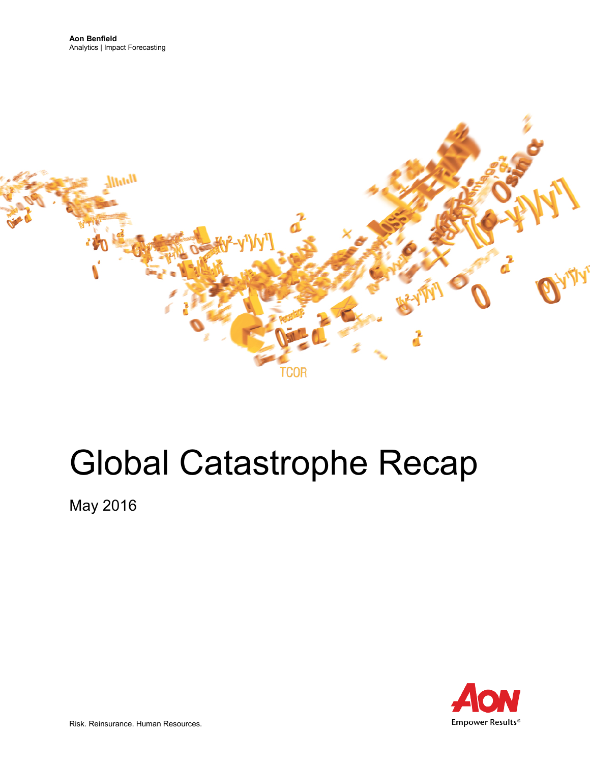**Aon Benfield**
Analytics | Impact Forecasting

# Global Catastrophe Recap

May 2016

Risk. Reinsurance. Human Resources.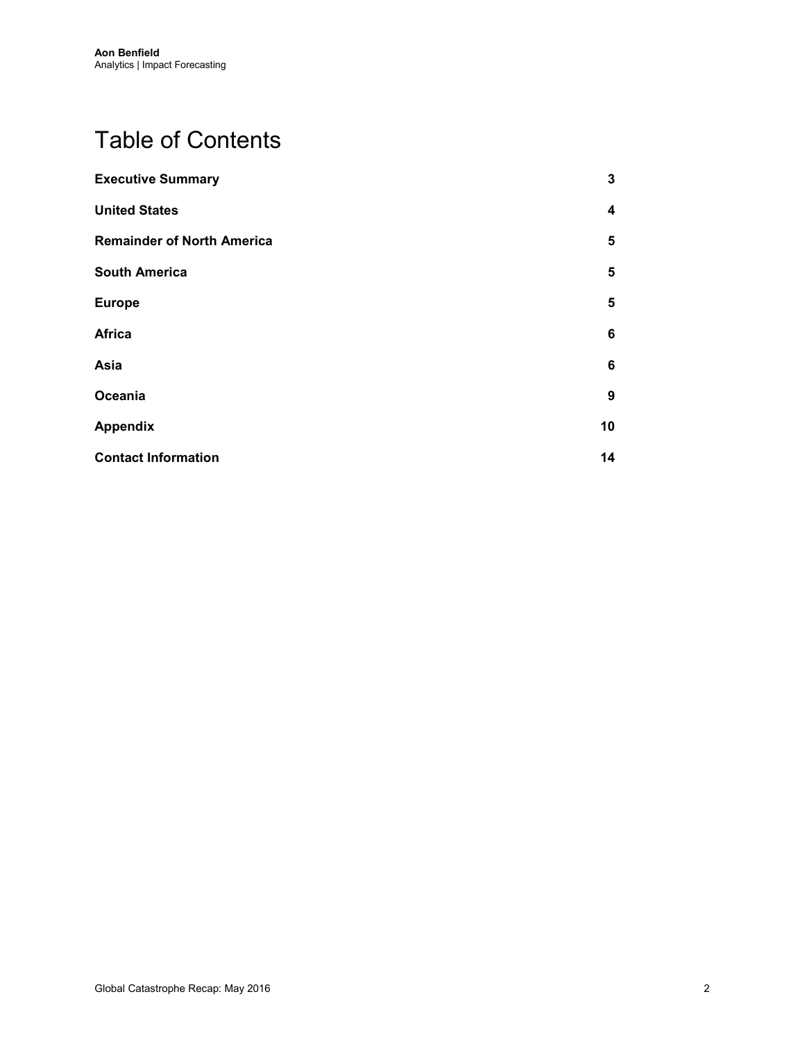# Table of Contents

| | |
|---|---|
| **Executive Summary** | **3** |
| **United States** | **4** |
| **Remainder of North America** | **5** |
| **South America** | **5** |
| **Europe** | **5** |
| **Africa** | **6** |
| **Asia** | **6** |
| **Oceania** | **9** |
| **Appendix** | **10** |
| **Contact Information** | **14** |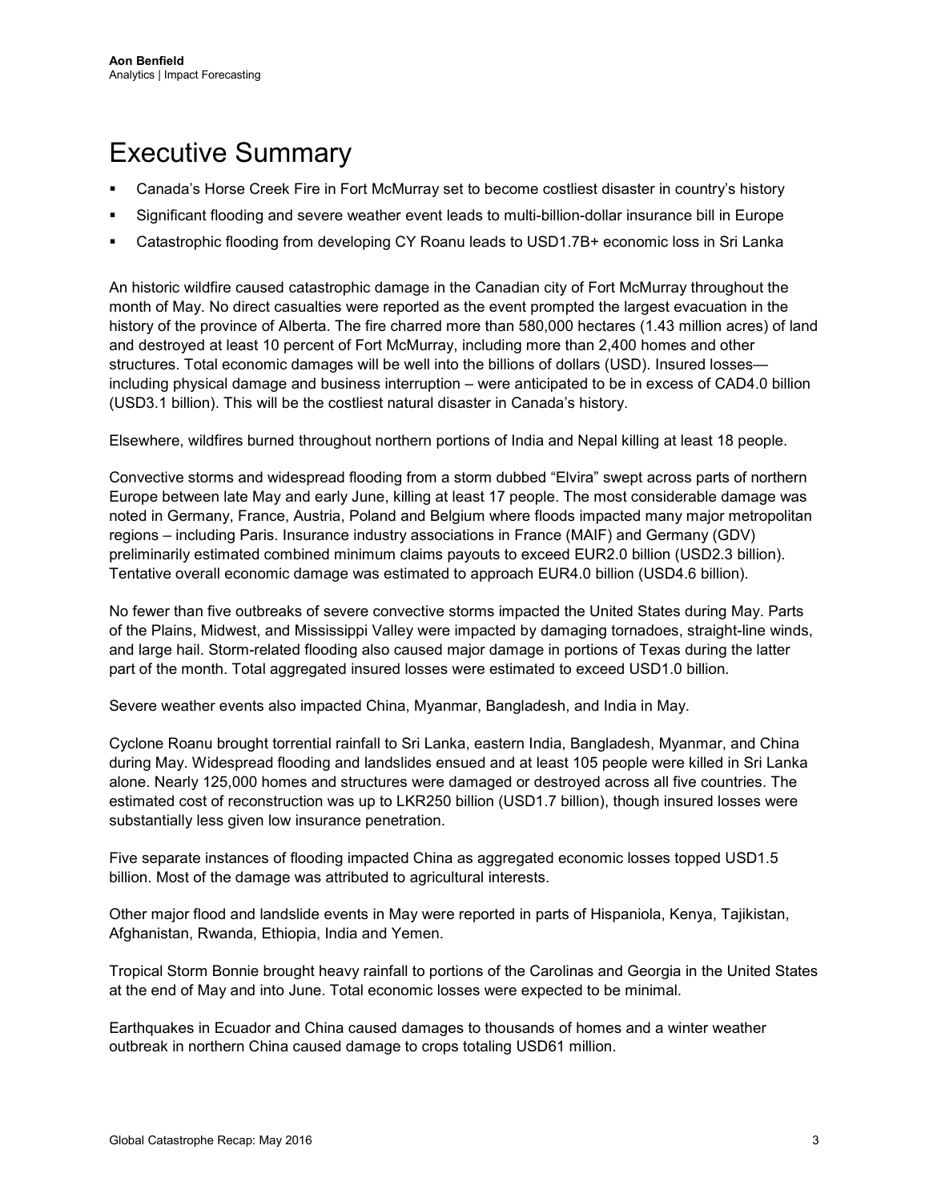# Executive Summary

- Canada's Horse Creek Fire in Fort McMurray set to become costliest disaster in country's history
- Significant flooding and severe weather event leads to multi-billion-dollar insurance bill in Europe
- Catastrophic flooding from developing CY Roanu leads to USD1.7B+ economic loss in Sri Lanka

An historic wildfire caused catastrophic damage in the Canadian city of Fort McMurray throughout the month of May. No direct casualties were reported as the event prompted the largest evacuation in the history of the province of Alberta. The fire charred more than 580,000 hectares (1.43 million acres) of land and destroyed at least 10 percent of Fort McMurray, including more than 2,400 homes and other structures. Total economic damages will be well into the billions of dollars (USD). Insured losses—including physical damage and business interruption – were anticipated to be in excess of CAD4.0 billion (USD3.1 billion). This will be the costliest natural disaster in Canada's history.

Elsewhere, wildfires burned throughout northern portions of India and Nepal killing at least 18 people.

Convective storms and widespread flooding from a storm dubbed "Elvira" swept across parts of northern Europe between late May and early June, killing at least 17 people. The most considerable damage was noted in Germany, France, Austria, Poland and Belgium where floods impacted many major metropolitan regions – including Paris. Insurance industry associations in France (MAIF) and Germany (GDV) preliminarily estimated combined minimum claims payouts to exceed EUR2.0 billion (USD2.3 billion). Tentative overall economic damage was estimated to approach EUR4.0 billion (USD4.6 billion).

No fewer than five outbreaks of severe convective storms impacted the United States during May. Parts of the Plains, Midwest, and Mississippi Valley were impacted by damaging tornadoes, straight-line winds, and large hail. Storm-related flooding also caused major damage in portions of Texas during the latter part of the month. Total aggregated insured losses were estimated to exceed USD1.0 billion.

Severe weather events also impacted China, Myanmar, Bangladesh, and India in May.

Cyclone Roanu brought torrential rainfall to Sri Lanka, eastern India, Bangladesh, Myanmar, and China during May. Widespread flooding and landslides ensued and at least 105 people were killed in Sri Lanka alone. Nearly 125,000 homes and structures were damaged or destroyed across all five countries. The estimated cost of reconstruction was up to LKR250 billion (USD1.7 billion), though insured losses were substantially less given low insurance penetration.

Five separate instances of flooding impacted China as aggregated economic losses topped USD1.5 billion. Most of the damage was attributed to agricultural interests.

Other major flood and landslide events in May were reported in parts of Hispaniola, Kenya, Tajikistan, Afghanistan, Rwanda, Ethiopia, India and Yemen.

Tropical Storm Bonnie brought heavy rainfall to portions of the Carolinas and Georgia in the United States at the end of May and into June. Total economic losses were expected to be minimal.

Earthquakes in Ecuador and China caused damages to thousands of homes and a winter weather outbreak in northern China caused damage to crops totaling USD61 million.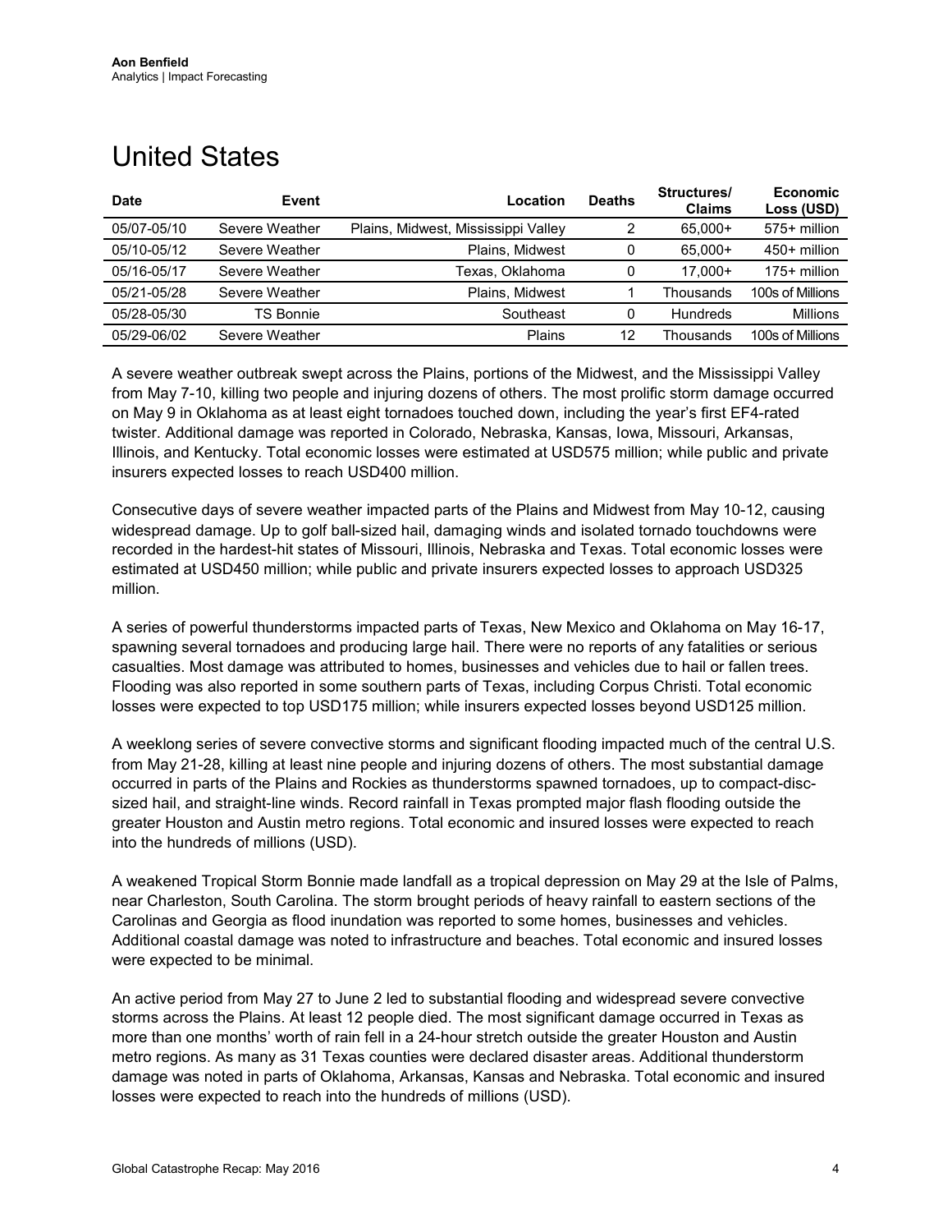# United States

| Date | Event | Location | Deaths | Structures/ Claims | Economic Loss (USD) |
|---|---|---|---|---|---|
| 05/07-05/10 | Severe Weather | Plains, Midwest, Mississippi Valley | 2 | 65,000+ | 575+ million |
| 05/10-05/12 | Severe Weather | Plains, Midwest | 0 | 65,000+ | 450+ million |
| 05/16-05/17 | Severe Weather | Texas, Oklahoma | 0 | 17,000+ | 175+ million |
| 05/21-05/28 | Severe Weather | Plains, Midwest | 1 | Thousands | 100s of Millions |
| 05/28-05/30 | TS Bonnie | Southeast | 0 | Hundreds | Millions |
| 05/29-06/02 | Severe Weather | Plains | 12 | Thousands | 100s of Millions |

A severe weather outbreak swept across the Plains, portions of the Midwest, and the Mississippi Valley from May 7-10, killing two people and injuring dozens of others. The most prolific storm damage occurred on May 9 in Oklahoma as at least eight tornadoes touched down, including the year's first EF4-rated twister. Additional damage was reported in Colorado, Nebraska, Kansas, Iowa, Missouri, Arkansas, Illinois, and Kentucky. Total economic losses were estimated at USD575 million; while public and private insurers expected losses to reach USD400 million.

Consecutive days of severe weather impacted parts of the Plains and Midwest from May 10-12, causing widespread damage. Up to golf ball-sized hail, damaging winds and isolated tornado touchdowns were recorded in the hardest-hit states of Missouri, Illinois, Nebraska and Texas. Total economic losses were estimated at USD450 million; while public and private insurers expected losses to approach USD325 million.

A series of powerful thunderstorms impacted parts of Texas, New Mexico and Oklahoma on May 16-17, spawning several tornadoes and producing large hail. There were no reports of any fatalities or serious casualties. Most damage was attributed to homes, businesses and vehicles due to hail or fallen trees. Flooding was also reported in some southern parts of Texas, including Corpus Christi. Total economic losses were expected to top USD175 million; while insurers expected losses beyond USD125 million.

A weeklong series of severe convective storms and significant flooding impacted much of the central U.S. from May 21-28, killing at least nine people and injuring dozens of others. The most substantial damage occurred in parts of the Plains and Rockies as thunderstorms spawned tornadoes, up to compact-disc-sized hail, and straight-line winds. Record rainfall in Texas prompted major flash flooding outside the greater Houston and Austin metro regions. Total economic and insured losses were expected to reach into the hundreds of millions (USD).

A weakened Tropical Storm Bonnie made landfall as a tropical depression on May 29 at the Isle of Palms, near Charleston, South Carolina. The storm brought periods of heavy rainfall to eastern sections of the Carolinas and Georgia as flood inundation was reported to some homes, businesses and vehicles. Additional coastal damage was noted to infrastructure and beaches. Total economic and insured losses were expected to be minimal.

An active period from May 27 to June 2 led to substantial flooding and widespread severe convective storms across the Plains. At least 12 people died. The most significant damage occurred in Texas as more than one months' worth of rain fell in a 24-hour stretch outside the greater Houston and Austin metro regions. As many as 31 Texas counties were declared disaster areas. Additional thunderstorm damage was noted in parts of Oklahoma, Arkansas, Kansas and Nebraska. Total economic and insured losses were expected to reach into the hundreds of millions (USD).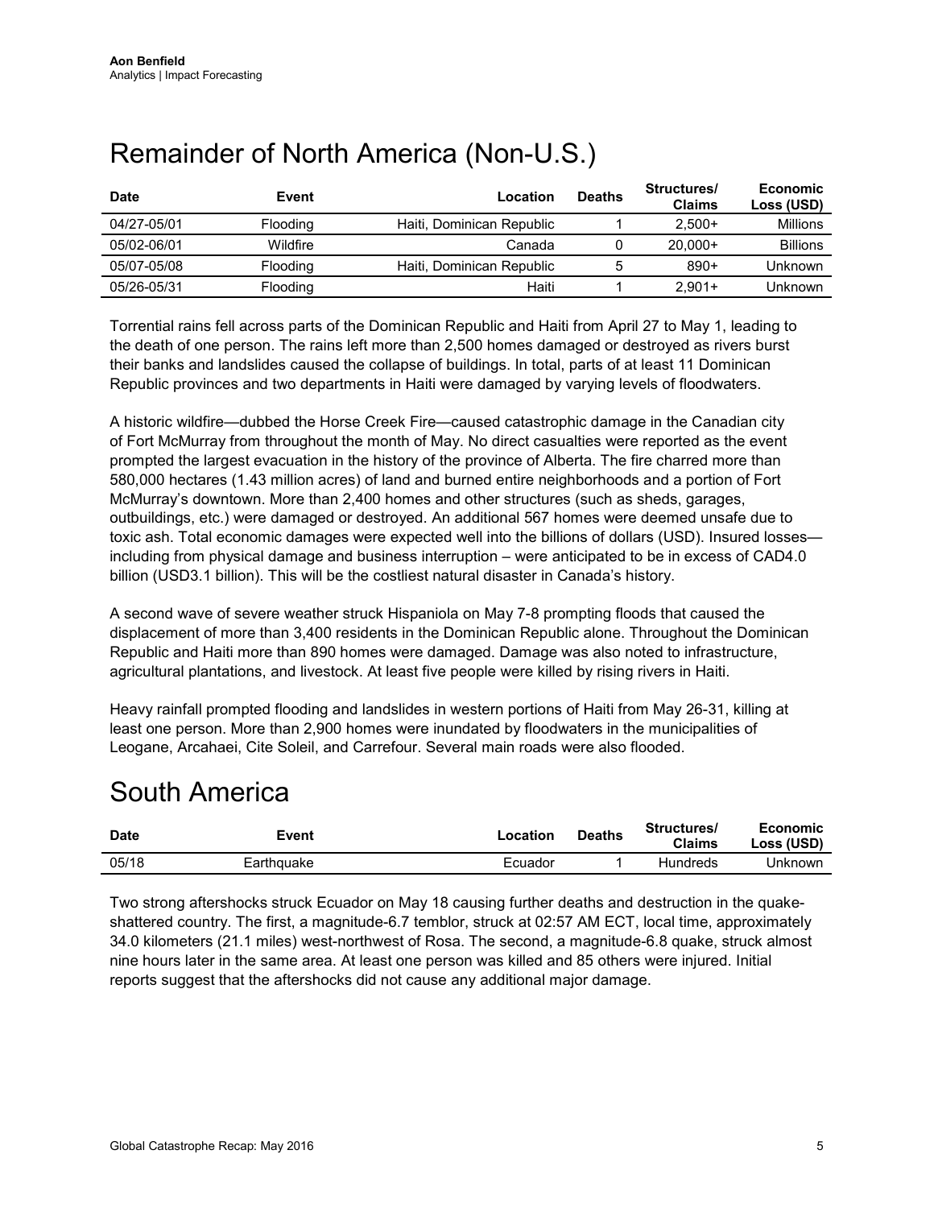# Remainder of North America (Non-U.S.)

| Date | Event | Location | Deaths | Structures/ Claims | Economic Loss (USD) |
|---|---|---|---|---|---|
| 04/27-05/01 | Flooding | Haiti, Dominican Republic | 1 | 2,500+ | Millions |
| 05/02-06/01 | Wildfire | Canada | 0 | 20,000+ | Billions |
| 05/07-05/08 | Flooding | Haiti, Dominican Republic | 5 | 890+ | Unknown |
| 05/26-05/31 | Flooding | Haiti | 1 | 2,901+ | Unknown |

Torrential rains fell across parts of the Dominican Republic and Haiti from April 27 to May 1, leading to the death of one person. The rains left more than 2,500 homes damaged or destroyed as rivers burst their banks and landslides caused the collapse of buildings. In total, parts of at least 11 Dominican Republic provinces and two departments in Haiti were damaged by varying levels of floodwaters.

A historic wildfire—dubbed the Horse Creek Fire—caused catastrophic damage in the Canadian city of Fort McMurray from throughout the month of May. No direct casualties were reported as the event prompted the largest evacuation in the history of the province of Alberta. The fire charred more than 580,000 hectares (1.43 million acres) of land and burned entire neighborhoods and a portion of Fort McMurray's downtown. More than 2,400 homes and other structures (such as sheds, garages, outbuildings, etc.) were damaged or destroyed. An additional 567 homes were deemed unsafe due to toxic ash. Total economic damages were expected well into the billions of dollars (USD). Insured losses—including from physical damage and business interruption – were anticipated to be in excess of CAD4.0 billion (USD3.1 billion). This will be the costliest natural disaster in Canada's history.

A second wave of severe weather struck Hispaniola on May 7-8 prompting floods that caused the displacement of more than 3,400 residents in the Dominican Republic alone. Throughout the Dominican Republic and Haiti more than 890 homes were damaged. Damage was also noted to infrastructure, agricultural plantations, and livestock. At least five people were killed by rising rivers in Haiti.

Heavy rainfall prompted flooding and landslides in western portions of Haiti from May 26-31, killing at least one person. More than 2,900 homes were inundated by floodwaters in the municipalities of Leogane, Arcahaei, Cite Soleil, and Carrefour. Several main roads were also flooded.

# South America

| Date | Event | Location | Deaths | Structures/ Claims | Economic Loss (USD) |
|---|---|---|---|---|---|
| 05/18 | Earthquake | Ecuador | 1 | Hundreds | Unknown |

Two strong aftershocks struck Ecuador on May 18 causing further deaths and destruction in the quake-shattered country. The first, a magnitude-6.7 temblor, struck at 02:57 AM ECT, local time, approximately 34.0 kilometers (21.1 miles) west-northwest of Rosa. The second, a magnitude-6.8 quake, struck almost nine hours later in the same area. At least one person was killed and 85 others were injured. Initial reports suggest that the aftershocks did not cause any additional major damage.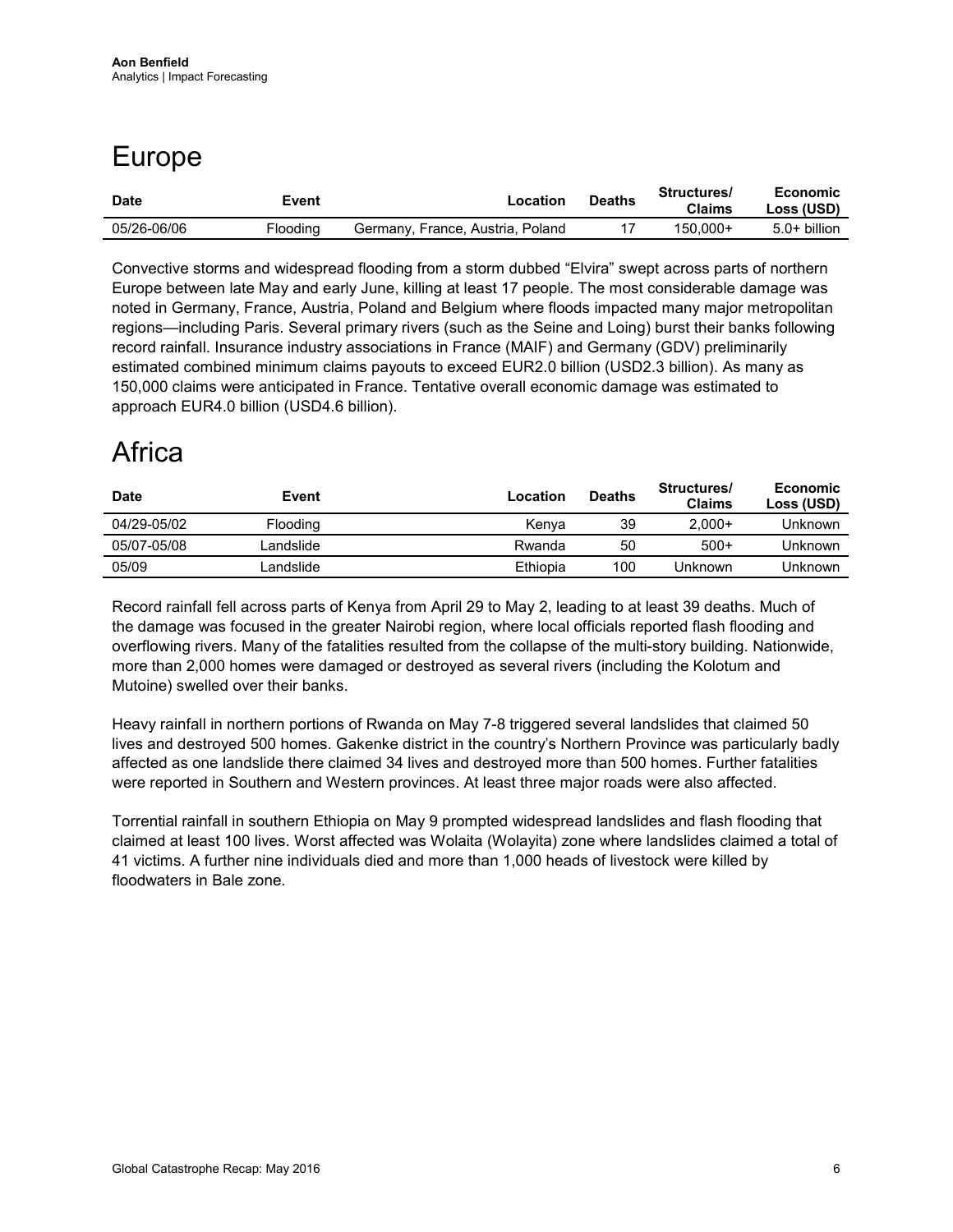# Europe

| Date | Event | Location | Deaths | Structures/ Claims | Economic Loss (USD) |
|---|---|---|---|---|---|
| 05/26-06/06 | Flooding | Germany, France, Austria, Poland | 17 | 150,000+ | 5.0+ billion |

Convective storms and widespread flooding from a storm dubbed "Elvira" swept across parts of northern Europe between late May and early June, killing at least 17 people. The most considerable damage was noted in Germany, France, Austria, Poland and Belgium where floods impacted many major metropolitan regions—including Paris. Several primary rivers (such as the Seine and Loing) burst their banks following record rainfall. Insurance industry associations in France (MAIF) and Germany (GDV) preliminarily estimated combined minimum claims payouts to exceed EUR2.0 billion (USD2.3 billion). As many as 150,000 claims were anticipated in France. Tentative overall economic damage was estimated to approach EUR4.0 billion (USD4.6 billion).

# Africa

| Date | Event | Location | Deaths | Structures/ Claims | Economic Loss (USD) |
|---|---|---|---|---|---|
| 04/29-05/02 | Flooding | Kenya | 39 | 2,000+ | Unknown |
| 05/07-05/08 | Landslide | Rwanda | 50 | 500+ | Unknown |
| 05/09 | Landslide | Ethiopia | 100 | Unknown | Unknown |

Record rainfall fell across parts of Kenya from April 29 to May 2, leading to at least 39 deaths. Much of the damage was focused in the greater Nairobi region, where local officials reported flash flooding and overflowing rivers. Many of the fatalities resulted from the collapse of the multi-story building. Nationwide, more than 2,000 homes were damaged or destroyed as several rivers (including the Kolotum and Mutoine) swelled over their banks.

Heavy rainfall in northern portions of Rwanda on May 7-8 triggered several landslides that claimed 50 lives and destroyed 500 homes. Gakenke district in the country's Northern Province was particularly badly affected as one landslide there claimed 34 lives and destroyed more than 500 homes. Further fatalities were reported in Southern and Western provinces. At least three major roads were also affected.

Torrential rainfall in southern Ethiopia on May 9 prompted widespread landslides and flash flooding that claimed at least 100 lives. Worst affected was Wolaita (Wolayita) zone where landslides claimed a total of 41 victims. A further nine individuals died and more than 1,000 heads of livestock were killed by floodwaters in Bale zone.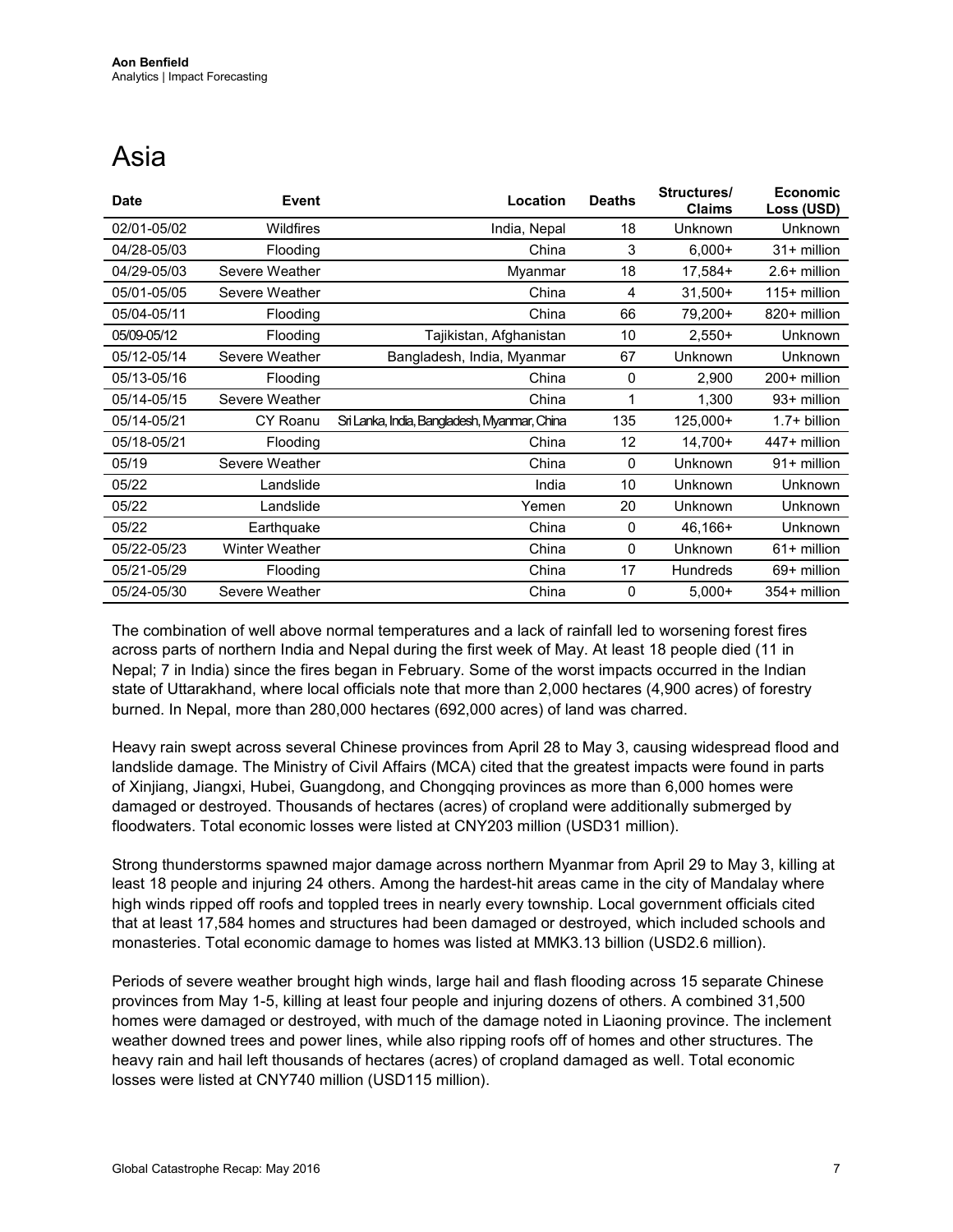# Asia

| Date | Event | Location | Deaths | Structures/ Claims | Economic Loss (USD) |
|---|---|---|---|---|---|
| 02/01-05/02 | Wildfires | India, Nepal | 18 | Unknown | Unknown |
| 04/28-05/03 | Flooding | China | 3 | 6,000+ | 31+ million |
| 04/29-05/03 | Severe Weather | Myanmar | 18 | 17,584+ | 2.6+ million |
| 05/01-05/05 | Severe Weather | China | 4 | 31,500+ | 115+ million |
| 05/04-05/11 | Flooding | China | 66 | 79,200+ | 820+ million |
| 05/09-05/12 | Flooding | Tajikistan, Afghanistan | 10 | 2,550+ | Unknown |
| 05/12-05/14 | Severe Weather | Bangladesh, India, Myanmar | 67 | Unknown | Unknown |
| 05/13-05/16 | Flooding | China | 0 | 2,900 | 200+ million |
| 05/14-05/15 | Severe Weather | China | 1 | 1,300 | 93+ million |
| 05/14-05/21 | CY Roanu | Sri Lanka, India, Bangladesh, Myanmar, China | 135 | 125,000+ | 1.7+ billion |
| 05/18-05/21 | Flooding | China | 12 | 14,700+ | 447+ million |
| 05/19 | Severe Weather | China | 0 | Unknown | 91+ million |
| 05/22 | Landslide | India | 10 | Unknown | Unknown |
| 05/22 | Landslide | Yemen | 20 | Unknown | Unknown |
| 05/22 | Earthquake | China | 0 | 46,166+ | Unknown |
| 05/22-05/23 | Winter Weather | China | 0 | Unknown | 61+ million |
| 05/21-05/29 | Flooding | China | 17 | Hundreds | 69+ million |
| 05/24-05/30 | Severe Weather | China | 0 | 5,000+ | 354+ million |

The combination of well above normal temperatures and a lack of rainfall led to worsening forest fires across parts of northern India and Nepal during the first week of May. At least 18 people died (11 in Nepal; 7 in India) since the fires began in February. Some of the worst impacts occurred in the Indian state of Uttarakhand, where local officials note that more than 2,000 hectares (4,900 acres) of forestry burned. In Nepal, more than 280,000 hectares (692,000 acres) of land was charred.

Heavy rain swept across several Chinese provinces from April 28 to May 3, causing widespread flood and landslide damage. The Ministry of Civil Affairs (MCA) cited that the greatest impacts were found in parts of Xinjiang, Jiangxi, Hubei, Guangdong, and Chongqing provinces as more than 6,000 homes were damaged or destroyed. Thousands of hectares (acres) of cropland were additionally submerged by floodwaters. Total economic losses were listed at CNY203 million (USD31 million).

Strong thunderstorms spawned major damage across northern Myanmar from April 29 to May 3, killing at least 18 people and injuring 24 others. Among the hardest-hit areas came in the city of Mandalay where high winds ripped off roofs and toppled trees in nearly every township. Local government officials cited that at least 17,584 homes and structures had been damaged or destroyed, which included schools and monasteries. Total economic damage to homes was listed at MMK3.13 billion (USD2.6 million).

Periods of severe weather brought high winds, large hail and flash flooding across 15 separate Chinese provinces from May 1-5, killing at least four people and injuring dozens of others. A combined 31,500 homes were damaged or destroyed, with much of the damage noted in Liaoning province. The inclement weather downed trees and power lines, while also ripping roofs off of homes and other structures. The heavy rain and hail left thousands of hectares (acres) of cropland damaged as well. Total economic losses were listed at CNY740 million (USD115 million).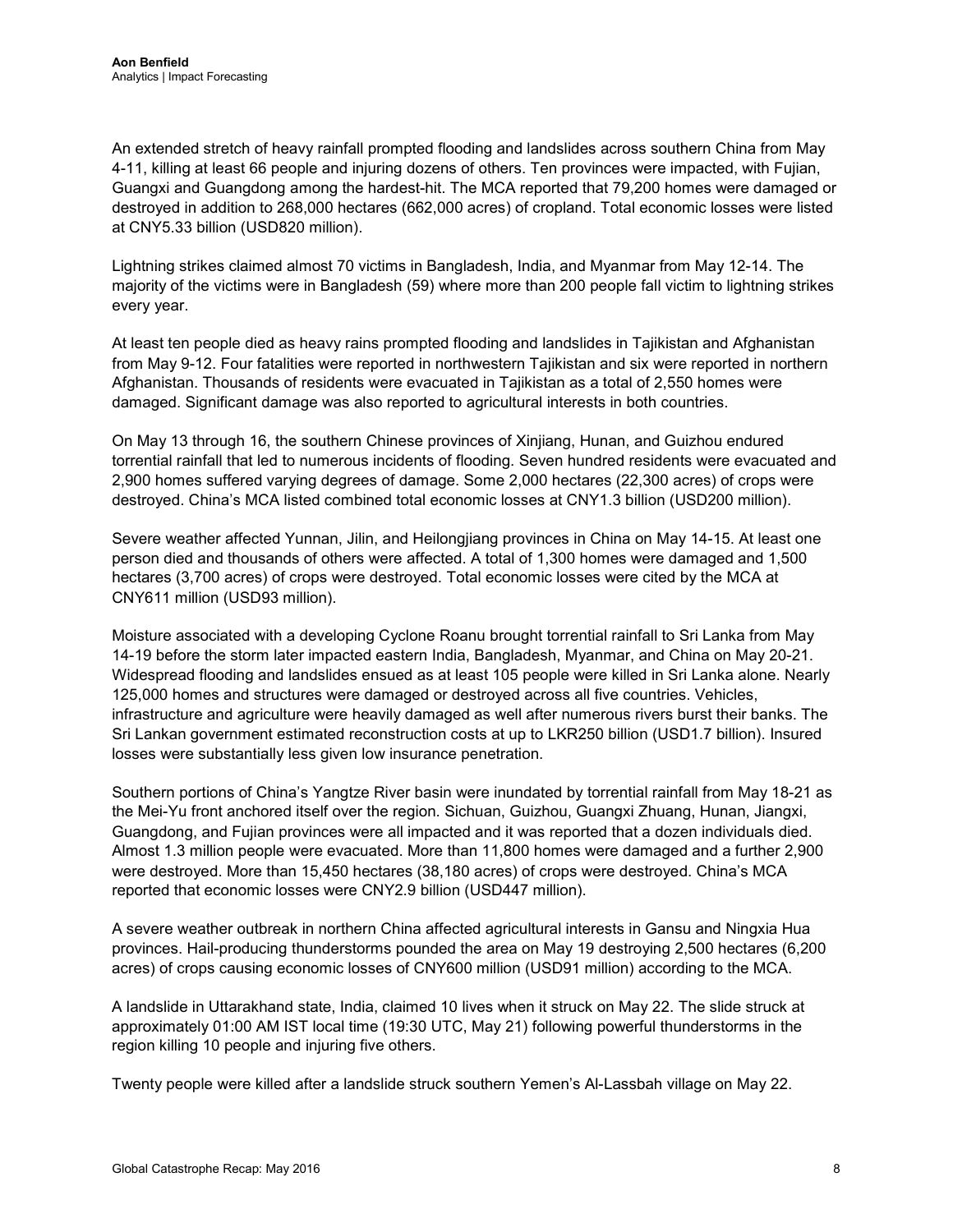An extended stretch of heavy rainfall prompted flooding and landslides across southern China from May 4-11, killing at least 66 people and injuring dozens of others. Ten provinces were impacted, with Fujian, Guangxi and Guangdong among the hardest-hit. The MCA reported that 79,200 homes were damaged or destroyed in addition to 268,000 hectares (662,000 acres) of cropland. Total economic losses were listed at CNY5.33 billion (USD820 million).

Lightning strikes claimed almost 70 victims in Bangladesh, India, and Myanmar from May 12-14. The majority of the victims were in Bangladesh (59) where more than 200 people fall victim to lightning strikes every year.

At least ten people died as heavy rains prompted flooding and landslides in Tajikistan and Afghanistan from May 9-12. Four fatalities were reported in northwestern Tajikistan and six were reported in northern Afghanistan. Thousands of residents were evacuated in Tajikistan as a total of 2,550 homes were damaged. Significant damage was also reported to agricultural interests in both countries.

On May 13 through 16, the southern Chinese provinces of Xinjiang, Hunan, and Guizhou endured torrential rainfall that led to numerous incidents of flooding. Seven hundred residents were evacuated and 2,900 homes suffered varying degrees of damage. Some 2,000 hectares (22,300 acres) of crops were destroyed. China's MCA listed combined total economic losses at CNY1.3 billion (USD200 million).

Severe weather affected Yunnan, Jilin, and Heilongjiang provinces in China on May 14-15. At least one person died and thousands of others were affected. A total of 1,300 homes were damaged and 1,500 hectares (3,700 acres) of crops were destroyed. Total economic losses were cited by the MCA at CNY611 million (USD93 million).

Moisture associated with a developing Cyclone Roanu brought torrential rainfall to Sri Lanka from May 14-19 before the storm later impacted eastern India, Bangladesh, Myanmar, and China on May 20-21. Widespread flooding and landslides ensued as at least 105 people were killed in Sri Lanka alone. Nearly 125,000 homes and structures were damaged or destroyed across all five countries. Vehicles, infrastructure and agriculture were heavily damaged as well after numerous rivers burst their banks. The Sri Lankan government estimated reconstruction costs at up to LKR250 billion (USD1.7 billion). Insured losses were substantially less given low insurance penetration.

Southern portions of China's Yangtze River basin were inundated by torrential rainfall from May 18-21 as the Mei-Yu front anchored itself over the region. Sichuan, Guizhou, Guangxi Zhuang, Hunan, Jiangxi, Guangdong, and Fujian provinces were all impacted and it was reported that a dozen individuals died. Almost 1.3 million people were evacuated. More than 11,800 homes were damaged and a further 2,900 were destroyed. More than 15,450 hectares (38,180 acres) of crops were destroyed. China's MCA reported that economic losses were CNY2.9 billion (USD447 million).

A severe weather outbreak in northern China affected agricultural interests in Gansu and Ningxia Hua provinces. Hail-producing thunderstorms pounded the area on May 19 destroying 2,500 hectares (6,200 acres) of crops causing economic losses of CNY600 million (USD91 million) according to the MCA.

A landslide in Uttarakhand state, India, claimed 10 lives when it struck on May 22. The slide struck at approximately 01:00 AM IST local time (19:30 UTC, May 21) following powerful thunderstorms in the region killing 10 people and injuring five others.

Twenty people were killed after a landslide struck southern Yemen's Al-Lassbah village on May 22.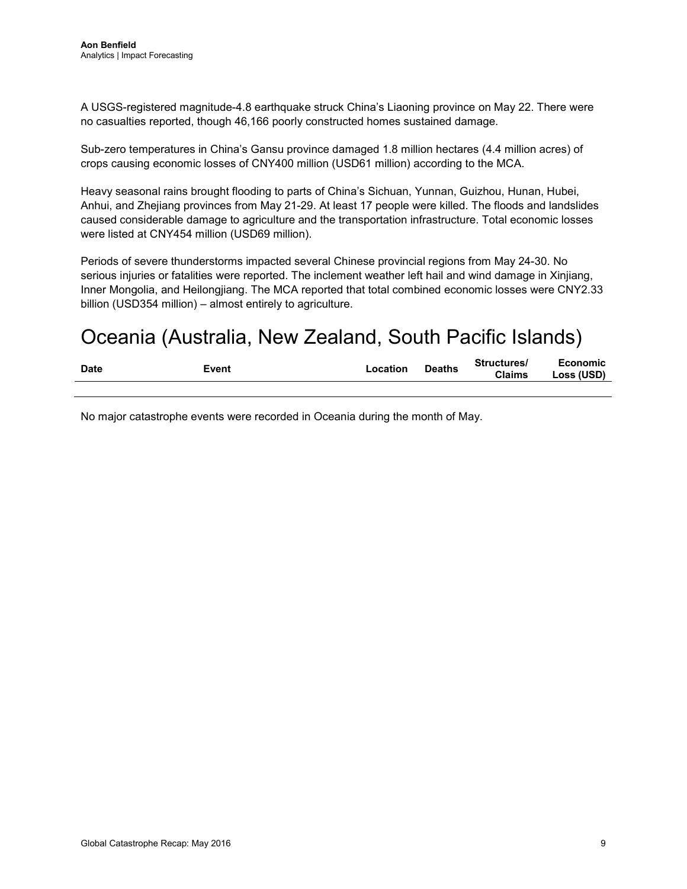A USGS-registered magnitude-4.8 earthquake struck China's Liaoning province on May 22. There were no casualties reported, though 46,166 poorly constructed homes sustained damage.

Sub-zero temperatures in China's Gansu province damaged 1.8 million hectares (4.4 million acres) of crops causing economic losses of CNY400 million (USD61 million) according to the MCA.

Heavy seasonal rains brought flooding to parts of China's Sichuan, Yunnan, Guizhou, Hunan, Hubei, Anhui, and Zhejiang provinces from May 21-29. At least 17 people were killed. The floods and landslides caused considerable damage to agriculture and the transportation infrastructure. Total economic losses were listed at CNY454 million (USD69 million).

Periods of severe thunderstorms impacted several Chinese provincial regions from May 24-30. No serious injuries or fatalities were reported. The inclement weather left hail and wind damage in Xinjiang, Inner Mongolia, and Heilongjiang. The MCA reported that total combined economic losses were CNY2.33 billion (USD354 million) – almost entirely to agriculture.

# Oceania (Australia, New Zealand, South Pacific Islands)

| Date | Event | Location | Deaths | Structures/ Claims | Economic Loss (USD) |
|---|---|---|---|---|---|
| | | | | | |

No major catastrophe events were recorded in Oceania during the month of May.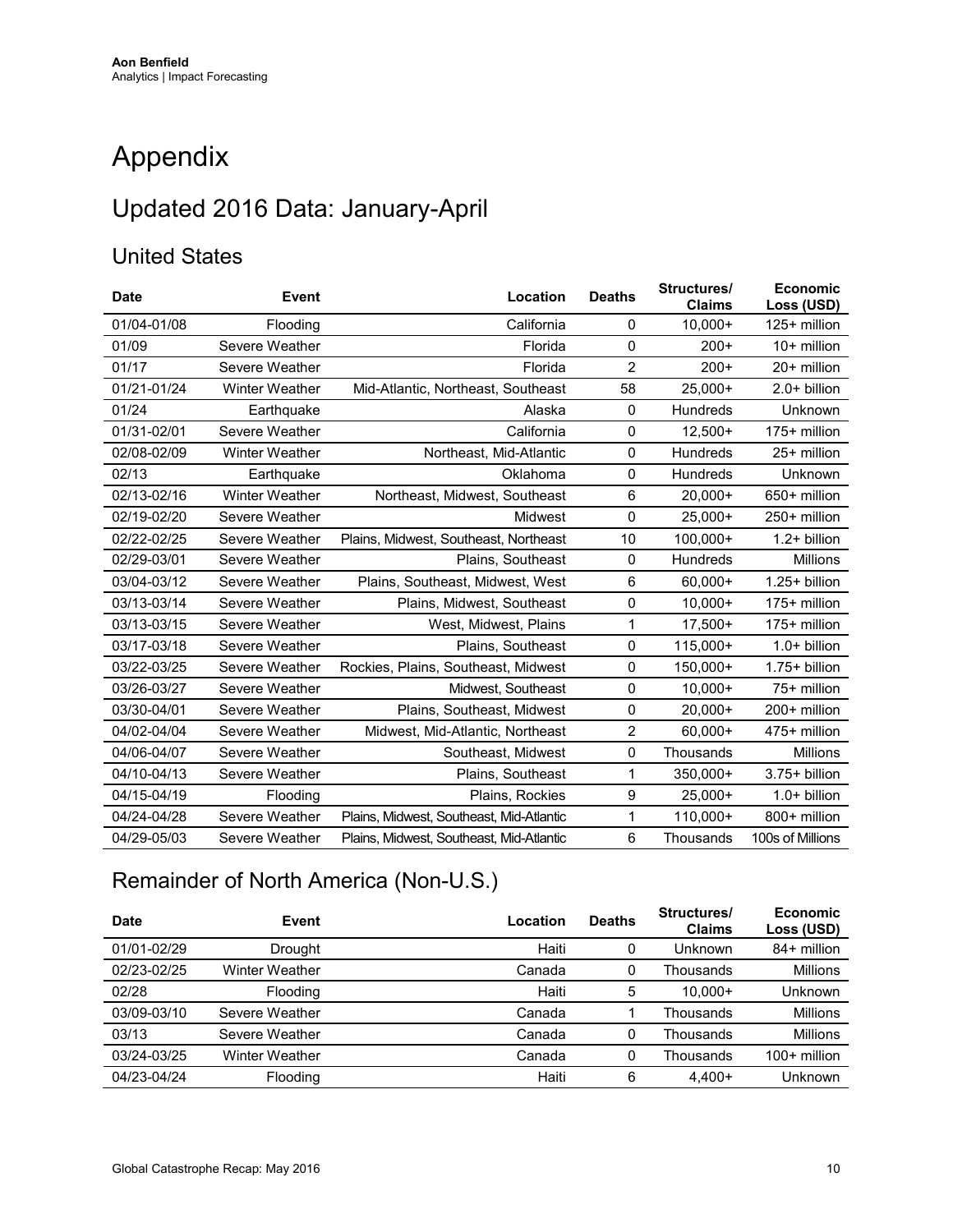# Appendix

## Updated 2016 Data: January-April

### United States

| Date | Event | Location | Deaths | Structures/ Claims | Economic Loss (USD) |
|---|---|---|---|---|---|
| 01/04-01/08 | Flooding | California | 0 | 10,000+ | 125+ million |
| 01/09 | Severe Weather | Florida | 0 | 200+ | 10+ million |
| 01/17 | Severe Weather | Florida | 2 | 200+ | 20+ million |
| 01/21-01/24 | Winter Weather | Mid-Atlantic, Northeast, Southeast | 58 | 25,000+ | 2.0+ billion |
| 01/24 | Earthquake | Alaska | 0 | Hundreds | Unknown |
| 01/31-02/01 | Severe Weather | California | 0 | 12,500+ | 175+ million |
| 02/08-02/09 | Winter Weather | Northeast, Mid-Atlantic | 0 | Hundreds | 25+ million |
| 02/13 | Earthquake | Oklahoma | 0 | Hundreds | Unknown |
| 02/13-02/16 | Winter Weather | Northeast, Midwest, Southeast | 6 | 20,000+ | 650+ million |
| 02/19-02/20 | Severe Weather | Midwest | 0 | 25,000+ | 250+ million |
| 02/22-02/25 | Severe Weather | Plains, Midwest, Southeast, Northeast | 10 | 100,000+ | 1.2+ billion |
| 02/29-03/01 | Severe Weather | Plains, Southeast | 0 | Hundreds | Millions |
| 03/04-03/12 | Severe Weather | Plains, Southeast, Midwest, West | 6 | 60,000+ | 1.25+ billion |
| 03/13-03/14 | Severe Weather | Plains, Midwest, Southeast | 0 | 10,000+ | 175+ million |
| 03/13-03/15 | Severe Weather | West, Midwest, Plains | 1 | 17,500+ | 175+ million |
| 03/17-03/18 | Severe Weather | Plains, Southeast | 0 | 115,000+ | 1.0+ billion |
| 03/22-03/25 | Severe Weather | Rockies, Plains, Southeast, Midwest | 0 | 150,000+ | 1.75+ billion |
| 03/26-03/27 | Severe Weather | Midwest, Southeast | 0 | 10,000+ | 75+ million |
| 03/30-04/01 | Severe Weather | Plains, Southeast, Midwest | 0 | 20,000+ | 200+ million |
| 04/02-04/04 | Severe Weather | Midwest, Mid-Atlantic, Northeast | 2 | 60,000+ | 475+ million |
| 04/06-04/07 | Severe Weather | Southeast, Midwest | 0 | Thousands | Millions |
| 04/10-04/13 | Severe Weather | Plains, Southeast | 1 | 350,000+ | 3.75+ billion |
| 04/15-04/19 | Flooding | Plains, Rockies | 9 | 25,000+ | 1.0+ billion |
| 04/24-04/28 | Severe Weather | Plains, Midwest, Southeast, Mid-Atlantic | 1 | 110,000+ | 800+ million |
| 04/29-05/03 | Severe Weather | Plains, Midwest, Southeast, Mid-Atlantic | 6 | Thousands | 100s of Millions |

### Remainder of North America (Non-U.S.)

| Date | Event | Location | Deaths | Structures/ Claims | Economic Loss (USD) |
|---|---|---|---|---|---|
| 01/01-02/29 | Drought | Haiti | 0 | Unknown | 84+ million |
| 02/23-02/25 | Winter Weather | Canada | 0 | Thousands | Millions |
| 02/28 | Flooding | Haiti | 5 | 10,000+ | Unknown |
| 03/09-03/10 | Severe Weather | Canada | 1 | Thousands | Millions |
| 03/13 | Severe Weather | Canada | 0 | Thousands | Millions |
| 03/24-03/25 | Winter Weather | Canada | 0 | Thousands | 100+ million |
| 04/23-04/24 | Flooding | Haiti | 6 | 4,400+ | Unknown |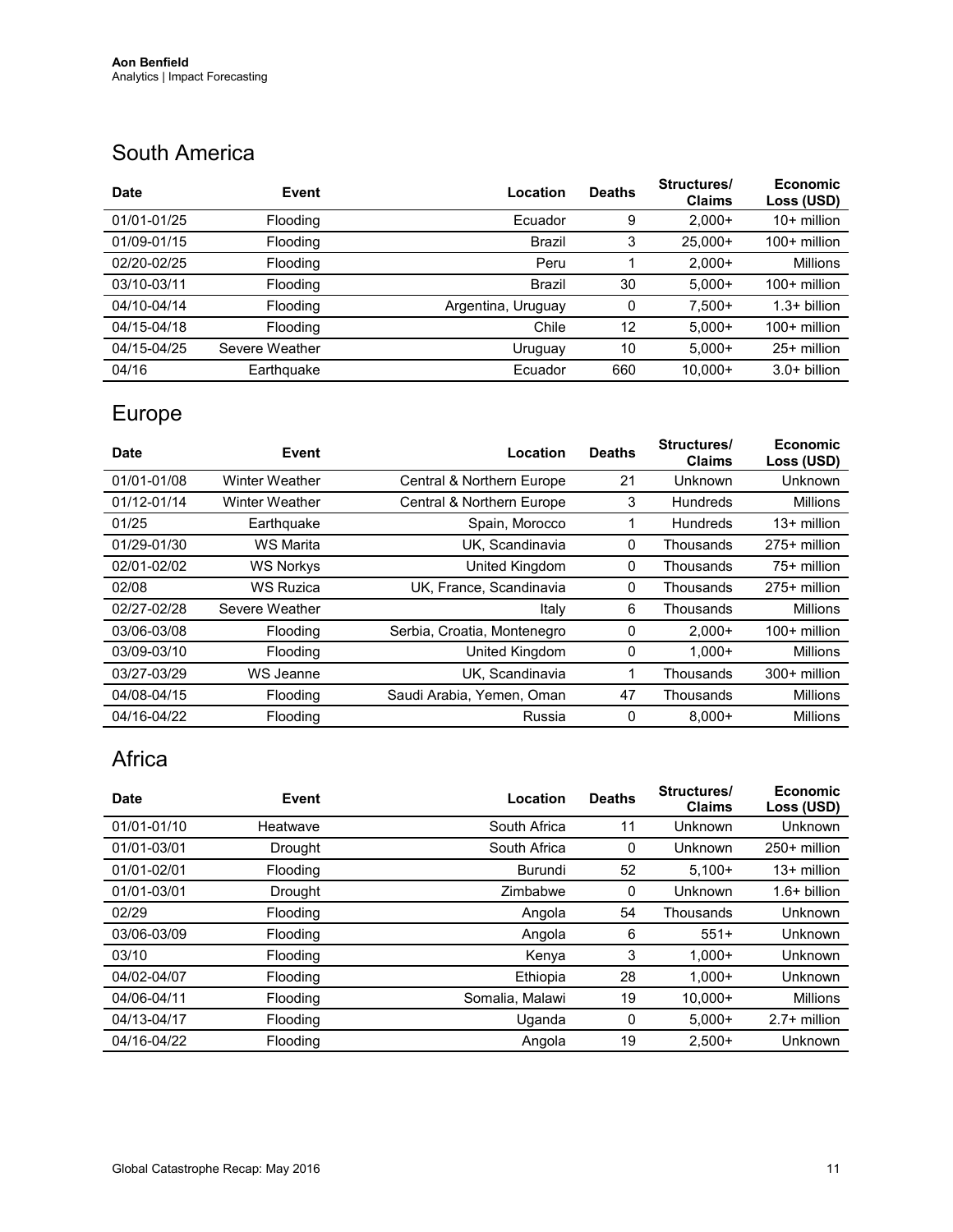## South America

| Date | Event | Location | Deaths | Structures/ Claims | Economic Loss (USD) |
|---|---|---|---|---|---|
| 01/01-01/25 | Flooding | Ecuador | 9 | 2,000+ | 10+ million |
| 01/09-01/15 | Flooding | Brazil | 3 | 25,000+ | 100+ million |
| 02/20-02/25 | Flooding | Peru | 1 | 2,000+ | Millions |
| 03/10-03/11 | Flooding | Brazil | 30 | 5,000+ | 100+ million |
| 04/10-04/14 | Flooding | Argentina, Uruguay | 0 | 7,500+ | 1.3+ billion |
| 04/15-04/18 | Flooding | Chile | 12 | 5,000+ | 100+ million |
| 04/15-04/25 | Severe Weather | Uruguay | 10 | 5,000+ | 25+ million |
| 04/16 | Earthquake | Ecuador | 660 | 10,000+ | 3.0+ billion |

## Europe

| Date | Event | Location | Deaths | Structures/ Claims | Economic Loss (USD) |
|---|---|---|---|---|---|
| 01/01-01/08 | Winter Weather | Central & Northern Europe | 21 | Unknown | Unknown |
| 01/12-01/14 | Winter Weather | Central & Northern Europe | 3 | Hundreds | Millions |
| 01/25 | Earthquake | Spain, Morocco | 1 | Hundreds | 13+ million |
| 01/29-01/30 | WS Marita | UK, Scandinavia | 0 | Thousands | 275+ million |
| 02/01-02/02 | WS Norkys | United Kingdom | 0 | Thousands | 75+ million |
| 02/08 | WS Ruzica | UK, France, Scandinavia | 0 | Thousands | 275+ million |
| 02/27-02/28 | Severe Weather | Italy | 6 | Thousands | Millions |
| 03/06-03/08 | Flooding | Serbia, Croatia, Montenegro | 0 | 2,000+ | 100+ million |
| 03/09-03/10 | Flooding | United Kingdom | 0 | 1,000+ | Millions |
| 03/27-03/29 | WS Jeanne | UK, Scandinavia | 1 | Thousands | 300+ million |
| 04/08-04/15 | Flooding | Saudi Arabia, Yemen, Oman | 47 | Thousands | Millions |
| 04/16-04/22 | Flooding | Russia | 0 | 8,000+ | Millions |

## Africa

| Date | Event | Location | Deaths | Structures/ Claims | Economic Loss (USD) |
|---|---|---|---|---|---|
| 01/01-01/10 | Heatwave | South Africa | 11 | Unknown | Unknown |
| 01/01-03/01 | Drought | South Africa | 0 | Unknown | 250+ million |
| 01/01-02/01 | Flooding | Burundi | 52 | 5,100+ | 13+ million |
| 01/01-03/01 | Drought | Zimbabwe | 0 | Unknown | 1.6+ billion |
| 02/29 | Flooding | Angola | 54 | Thousands | Unknown |
| 03/06-03/09 | Flooding | Angola | 6 | 551+ | Unknown |
| 03/10 | Flooding | Kenya | 3 | 1,000+ | Unknown |
| 04/02-04/07 | Flooding | Ethiopia | 28 | 1,000+ | Unknown |
| 04/06-04/11 | Flooding | Somalia, Malawi | 19 | 10,000+ | Millions |
| 04/13-04/17 | Flooding | Uganda | 0 | 5,000+ | 2.7+ million |
| 04/16-04/22 | Flooding | Angola | 19 | 2,500+ | Unknown |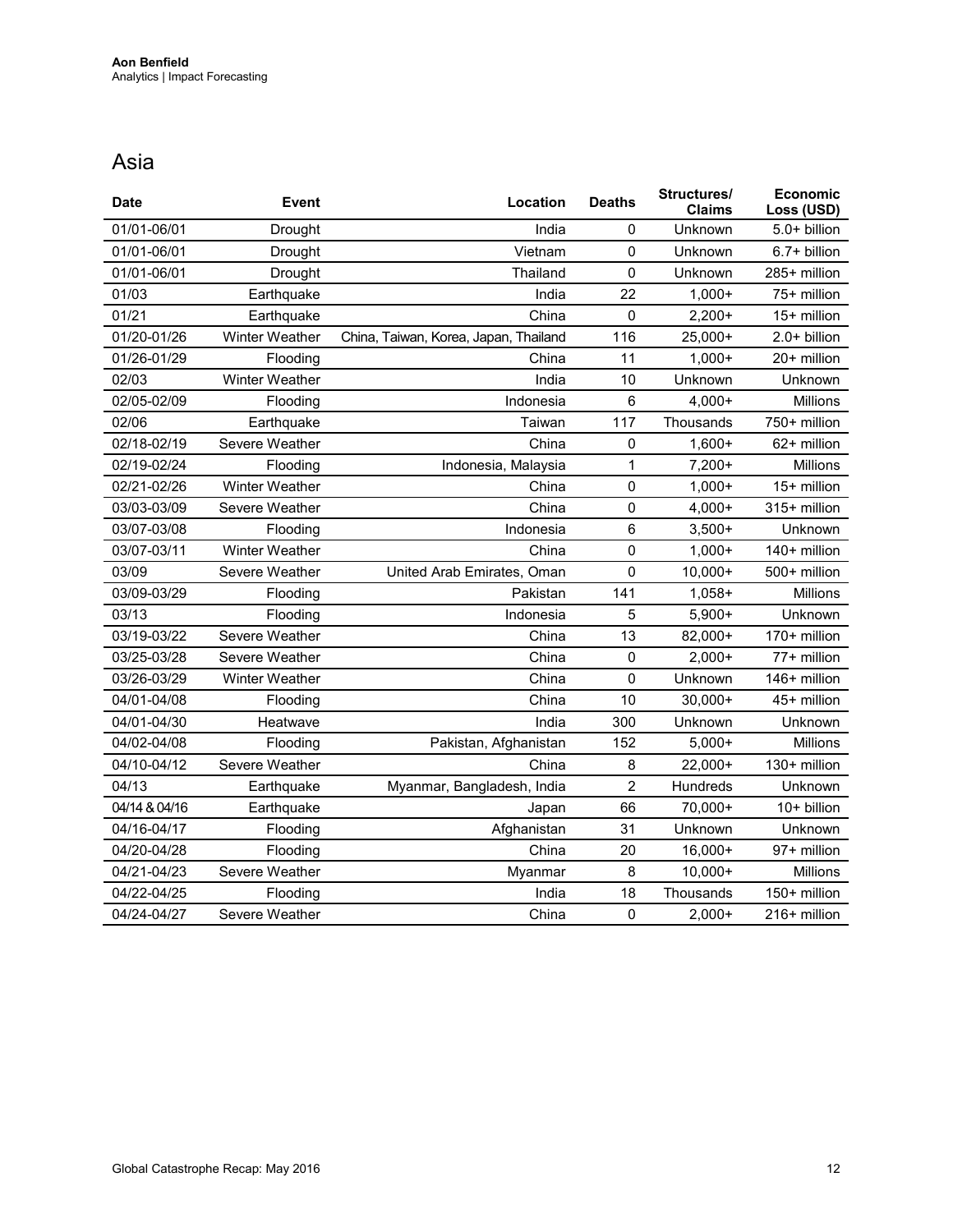## Asia

| Date | Event | Location | Deaths | Structures/ Claims | Economic Loss (USD) |
|---|---|---|---|---|---|
| 01/01-06/01 | Drought | India | 0 | Unknown | 5.0+ billion |
| 01/01-06/01 | Drought | Vietnam | 0 | Unknown | 6.7+ billion |
| 01/01-06/01 | Drought | Thailand | 0 | Unknown | 285+ million |
| 01/03 | Earthquake | India | 22 | 1,000+ | 75+ million |
| 01/21 | Earthquake | China | 0 | 2,200+ | 15+ million |
| 01/20-01/26 | Winter Weather | China, Taiwan, Korea, Japan, Thailand | 116 | 25,000+ | 2.0+ billion |
| 01/26-01/29 | Flooding | China | 11 | 1,000+ | 20+ million |
| 02/03 | Winter Weather | India | 10 | Unknown | Unknown |
| 02/05-02/09 | Flooding | Indonesia | 6 | 4,000+ | Millions |
| 02/06 | Earthquake | Taiwan | 117 | Thousands | 750+ million |
| 02/18-02/19 | Severe Weather | China | 0 | 1,600+ | 62+ million |
| 02/19-02/24 | Flooding | Indonesia, Malaysia | 1 | 7,200+ | Millions |
| 02/21-02/26 | Winter Weather | China | 0 | 1,000+ | 15+ million |
| 03/03-03/09 | Severe Weather | China | 0 | 4,000+ | 315+ million |
| 03/07-03/08 | Flooding | Indonesia | 6 | 3,500+ | Unknown |
| 03/07-03/11 | Winter Weather | China | 0 | 1,000+ | 140+ million |
| 03/09 | Severe Weather | United Arab Emirates, Oman | 0 | 10,000+ | 500+ million |
| 03/09-03/29 | Flooding | Pakistan | 141 | 1,058+ | Millions |
| 03/13 | Flooding | Indonesia | 5 | 5,900+ | Unknown |
| 03/19-03/22 | Severe Weather | China | 13 | 82,000+ | 170+ million |
| 03/25-03/28 | Severe Weather | China | 0 | 2,000+ | 77+ million |
| 03/26-03/29 | Winter Weather | China | 0 | Unknown | 146+ million |
| 04/01-04/08 | Flooding | China | 10 | 30,000+ | 45+ million |
| 04/01-04/30 | Heatwave | India | 300 | Unknown | Unknown |
| 04/02-04/08 | Flooding | Pakistan, Afghanistan | 152 | 5,000+ | Millions |
| 04/10-04/12 | Severe Weather | China | 8 | 22,000+ | 130+ million |
| 04/13 | Earthquake | Myanmar, Bangladesh, India | 2 | Hundreds | Unknown |
| 04/14 & 04/16 | Earthquake | Japan | 66 | 70,000+ | 10+ billion |
| 04/16-04/17 | Flooding | Afghanistan | 31 | Unknown | Unknown |
| 04/20-04/28 | Flooding | China | 20 | 16,000+ | 97+ million |
| 04/21-04/23 | Severe Weather | Myanmar | 8 | 10,000+ | Millions |
| 04/22-04/25 | Flooding | India | 18 | Thousands | 150+ million |
| 04/24-04/27 | Severe Weather | China | 0 | 2,000+ | 216+ million |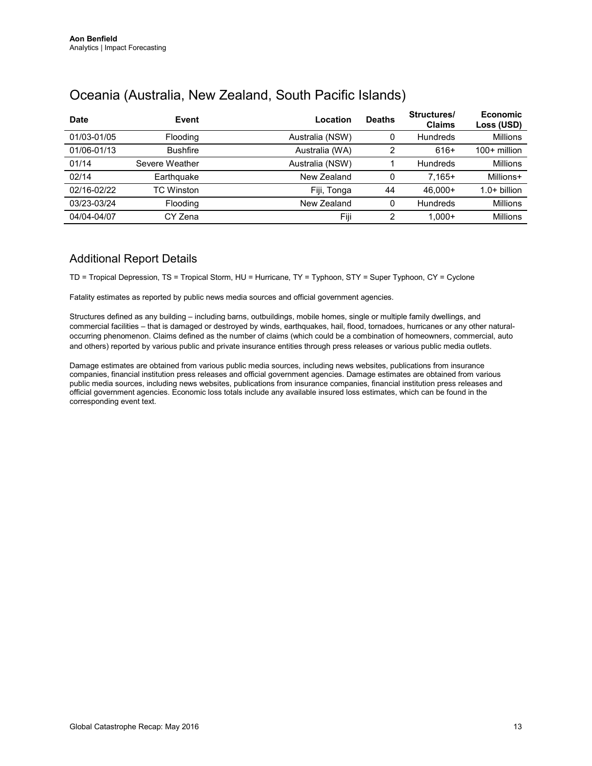## Oceania (Australia, New Zealand, South Pacific Islands)

| Date | Event | Location | Deaths | Structures/ Claims | Economic Loss (USD) |
|---|---|---|---|---|---|
| 01/03-01/05 | Flooding | Australia (NSW) | 0 | Hundreds | Millions |
| 01/06-01/13 | Bushfire | Australia (WA) | 2 | 616+ | 100+ million |
| 01/14 | Severe Weather | Australia (NSW) | 1 | Hundreds | Millions |
| 02/14 | Earthquake | New Zealand | 0 | 7,165+ | Millions+ |
| 02/16-02/22 | TC Winston | Fiji, Tonga | 44 | 46,000+ | 1.0+ billion |
| 03/23-03/24 | Flooding | New Zealand | 0 | Hundreds | Millions |
| 04/04-04/07 | CY Zena | Fiji | 2 | 1,000+ | Millions |

## Additional Report Details

TD = Tropical Depression, TS = Tropical Storm, HU = Hurricane, TY = Typhoon, STY = Super Typhoon, CY = Cyclone

Fatality estimates as reported by public news media sources and official government agencies.

Structures defined as any building – including barns, outbuildings, mobile homes, single or multiple family dwellings, and commercial facilities – that is damaged or destroyed by winds, earthquakes, hail, flood, tornadoes, hurricanes or any other natural-occurring phenomenon. Claims defined as the number of claims (which could be a combination of homeowners, commercial, auto and others) reported by various public and private insurance entities through press releases or various public media outlets.

Damage estimates are obtained from various public media sources, including news websites, publications from insurance companies, financial institution press releases and official government agencies. Damage estimates are obtained from various public media sources, including news websites, publications from insurance companies, financial institution press releases and official government agencies. Economic loss totals include any available insured loss estimates, which can be found in the corresponding event text.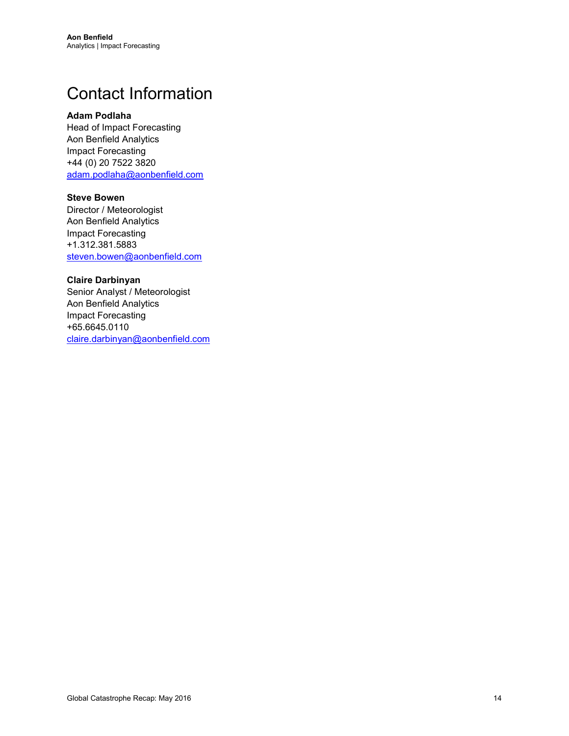# Contact Information

**Adam Podlaha**
Head of Impact Forecasting
Aon Benfield Analytics
Impact Forecasting
+44 (0) 20 7522 3820
adam.podlaha@aonbenfield.com

**Steve Bowen**
Director / Meteorologist
Aon Benfield Analytics
Impact Forecasting
+1.312.381.5883
steven.bowen@aonbenfield.com

**Claire Darbinyan**
Senior Analyst / Meteorologist
Aon Benfield Analytics
Impact Forecasting
+65.6645.0110
claire.darbinyan@aonbenfield.com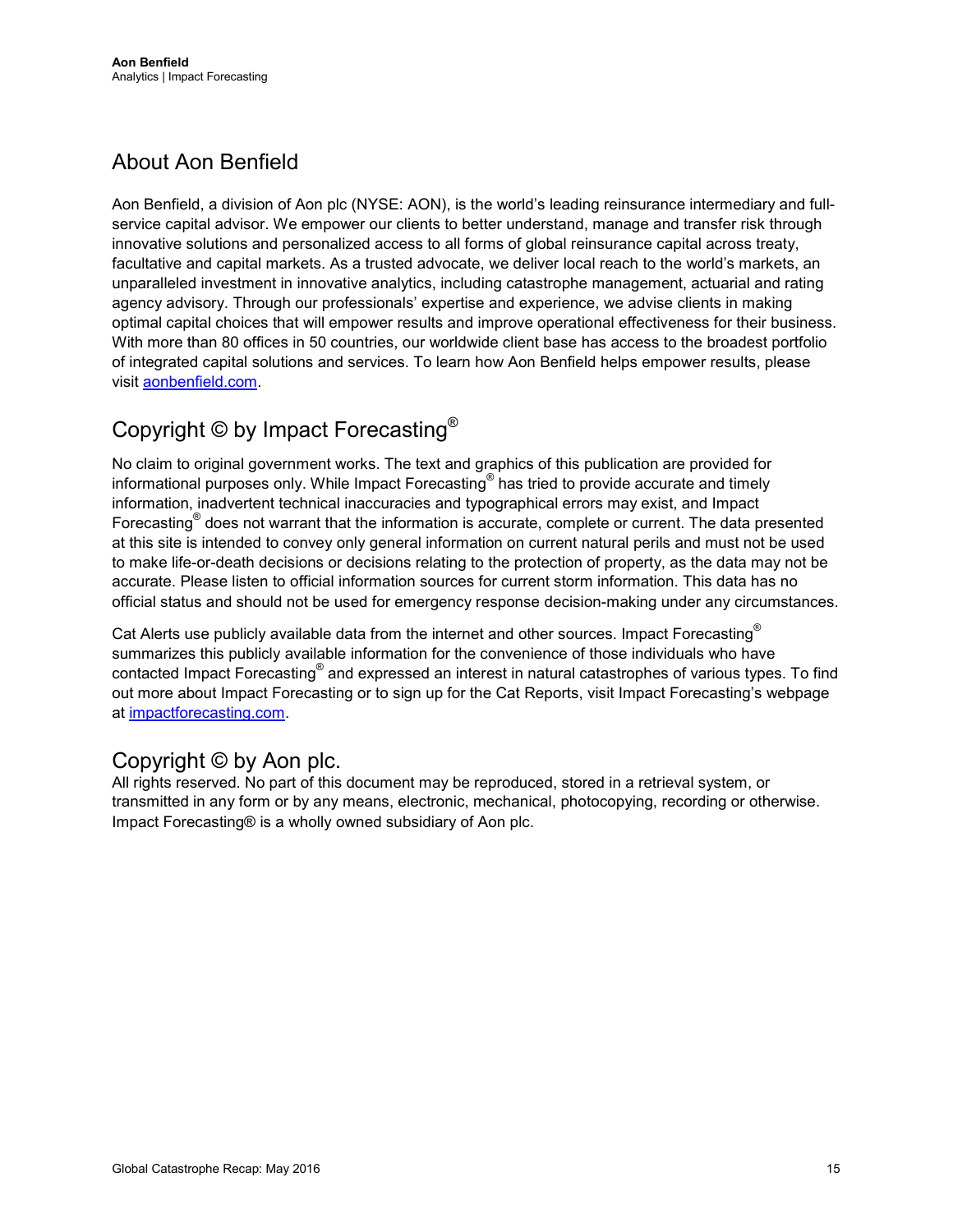## About Aon Benfield

Aon Benfield, a division of Aon plc (NYSE: AON), is the world's leading reinsurance intermediary and full-service capital advisor. We empower our clients to better understand, manage and transfer risk through innovative solutions and personalized access to all forms of global reinsurance capital across treaty, facultative and capital markets. As a trusted advocate, we deliver local reach to the world's markets, an unparalleled investment in innovative analytics, including catastrophe management, actuarial and rating agency advisory. Through our professionals' expertise and experience, we advise clients in making optimal capital choices that will empower results and improve operational effectiveness for their business. With more than 80 offices in 50 countries, our worldwide client base has access to the broadest portfolio of integrated capital solutions and services. To learn how Aon Benfield helps empower results, please visit aonbenfield.com.

## Copyright © by Impact Forecasting®

No claim to original government works. The text and graphics of this publication are provided for informational purposes only. While Impact Forecasting® has tried to provide accurate and timely information, inadvertent technical inaccuracies and typographical errors may exist, and Impact Forecasting® does not warrant that the information is accurate, complete or current. The data presented at this site is intended to convey only general information on current natural perils and must not be used to make life-or-death decisions or decisions relating to the protection of property, as the data may not be accurate. Please listen to official information sources for current storm information. This data has no official status and should not be used for emergency response decision-making under any circumstances.

Cat Alerts use publicly available data from the internet and other sources. Impact Forecasting® summarizes this publicly available information for the convenience of those individuals who have contacted Impact Forecasting® and expressed an interest in natural catastrophes of various types. To find out more about Impact Forecasting or to sign up for the Cat Reports, visit Impact Forecasting's webpage at impactforecasting.com.

## Copyright © by Aon plc.

All rights reserved. No part of this document may be reproduced, stored in a retrieval system, or transmitted in any form or by any means, electronic, mechanical, photocopying, recording or otherwise. Impact Forecasting® is a wholly owned subsidiary of Aon plc.